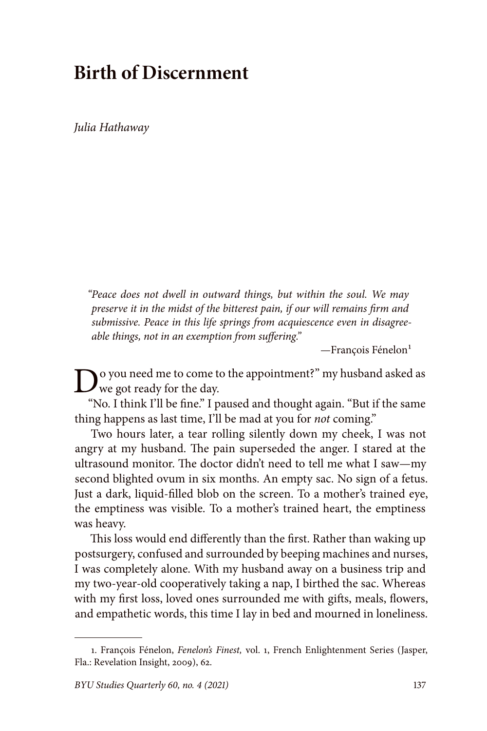# Birth of Discernment

*Julia Hathaway*

> *"Peace does not dwell in outward things, but within the soul. We may preserve it in the midst of the bitterest pain, if our will remains firm and submissive. Peace in this life springs from acquiescence even in disagreeable things, not in an exemption from suffering."*
>
> —François Fénelon[1]

"Do you need me to come to the appointment?" my husband asked as we got ready for the day.

"No. I think I'll be fine." I paused and thought again. "But if the same thing happens as last time, I'll be mad at you for *not* coming."

Two hours later, a tear rolling silently down my cheek, I was not angry at my husband. The pain superseded the anger. I stared at the ultrasound monitor. The doctor didn't need to tell me what I saw—my second blighted ovum in six months. An empty sac. No sign of a fetus. Just a dark, liquid-filled blob on the screen. To a mother's trained eye, the emptiness was visible. To a mother's trained heart, the emptiness was heavy.

This loss would end differently than the first. Rather than waking up postsurgery, confused and surrounded by beeping machines and nurses, I was completely alone. With my husband away on a business trip and my two-year-old cooperatively taking a nap, I birthed the sac. Whereas with my first loss, loved ones surrounded me with gifts, meals, flowers, and empathetic words, this time I lay in bed and mourned in loneliness.

1. François Fénelon, *Fenelon's Finest,* vol. 1, French Enlightenment Series (Jasper, Fla.: Revelation Insight, 2009), 62.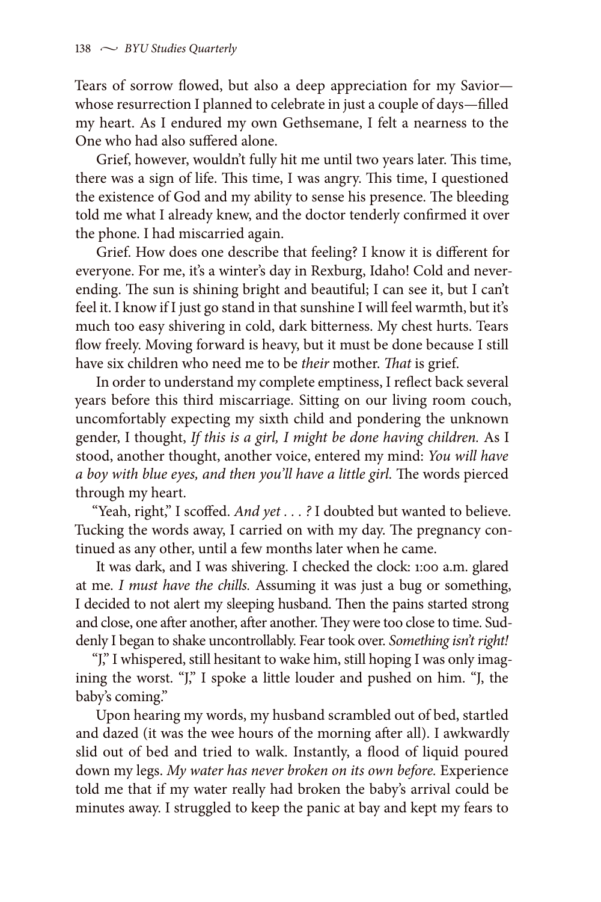Tears of sorrow flowed, but also a deep appreciation for my Savior—whose resurrection I planned to celebrate in just a couple of days—filled my heart. As I endured my own Gethsemane, I felt a nearness to the One who had also suffered alone.

Grief, however, wouldn't fully hit me until two years later. This time, there was a sign of life. This time, I was angry. This time, I questioned the existence of God and my ability to sense his presence. The bleeding told me what I already knew, and the doctor tenderly confirmed it over the phone. I had miscarried again.

Grief. How does one describe that feeling? I know it is different for everyone. For me, it's a winter's day in Rexburg, Idaho! Cold and never-ending. The sun is shining bright and beautiful; I can see it, but I can't feel it. I know if I just go stand in that sunshine I will feel warmth, but it's much too easy shivering in cold, dark bitterness. My chest hurts. Tears flow freely. Moving forward is heavy, but it must be done because I still have six children who need me to be *their* mother. *That* is grief.

In order to understand my complete emptiness, I reflect back several years before this third miscarriage. Sitting on our living room couch, uncomfortably expecting my sixth child and pondering the unknown gender, I thought, *If this is a girl, I might be done having children.* As I stood, another thought, another voice, entered my mind: *You will have a boy with blue eyes, and then you'll have a little girl.* The words pierced through my heart.

"Yeah, right," I scoffed. *And yet . . . ?* I doubted but wanted to believe. Tucking the words away, I carried on with my day. The pregnancy continued as any other, until a few months later when he came.

It was dark, and I was shivering. I checked the clock: 1:00 a.m. glared at me. *I must have the chills.* Assuming it was just a bug or something, I decided to not alert my sleeping husband. Then the pains started strong and close, one after another, after another. They were too close to time. Suddenly I began to shake uncontrollably. Fear took over. *Something isn't right!*

"J," I whispered, still hesitant to wake him, still hoping I was only imagining the worst. "J," I spoke a little louder and pushed on him. "J, the baby's coming."

Upon hearing my words, my husband scrambled out of bed, startled and dazed (it was the wee hours of the morning after all). I awkwardly slid out of bed and tried to walk. Instantly, a flood of liquid poured down my legs. *My water has never broken on its own before.* Experience told me that if my water really had broken the baby's arrival could be minutes away. I struggled to keep the panic at bay and kept my fears to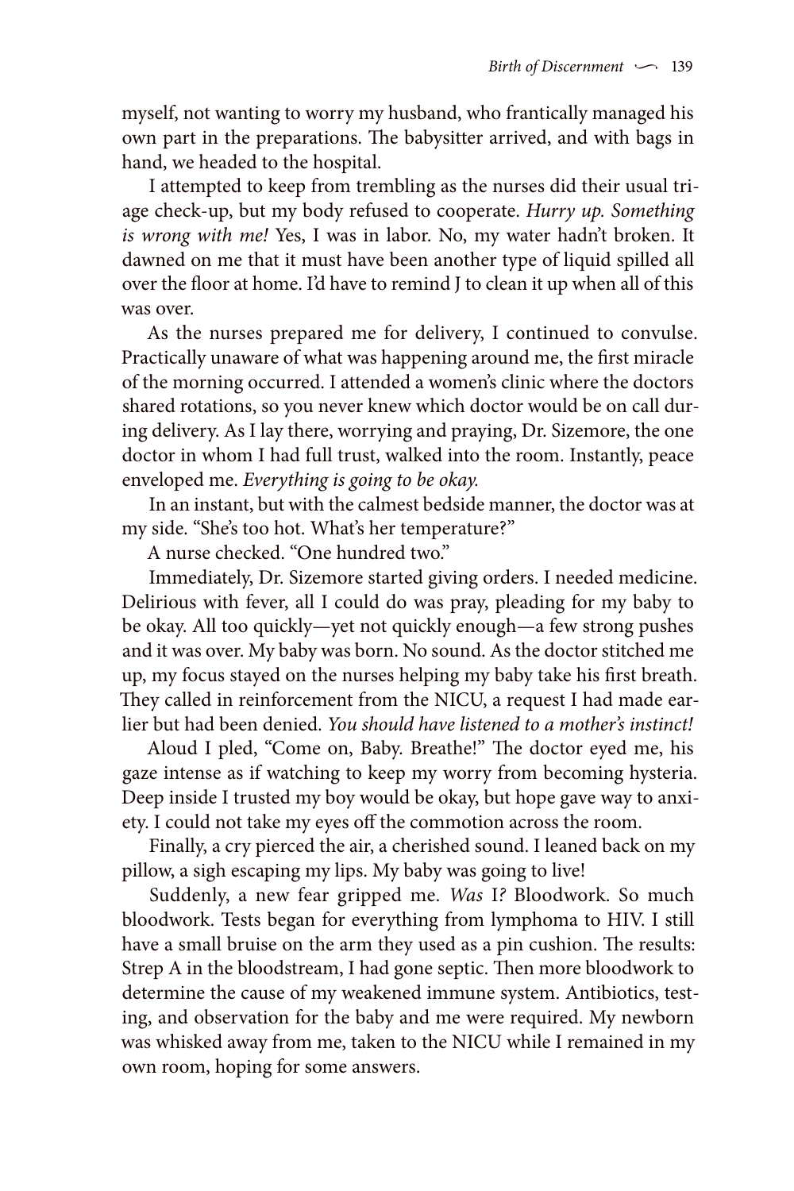myself, not wanting to worry my husband, who frantically managed his own part in the preparations. The babysitter arrived, and with bags in hand, we headed to the hospital.

I attempted to keep from trembling as the nurses did their usual triage check-up, but my body refused to cooperate. *Hurry up. Something is wrong with me!* Yes, I was in labor. No, my water hadn't broken. It dawned on me that it must have been another type of liquid spilled all over the floor at home. I'd have to remind J to clean it up when all of this was over.

As the nurses prepared me for delivery, I continued to convulse. Practically unaware of what was happening around me, the first miracle of the morning occurred. I attended a women's clinic where the doctors shared rotations, so you never knew which doctor would be on call during delivery. As I lay there, worrying and praying, Dr. Sizemore, the one doctor in whom I had full trust, walked into the room. Instantly, peace enveloped me. *Everything is going to be okay.*

In an instant, but with the calmest bedside manner, the doctor was at my side. "She's too hot. What's her temperature?"

A nurse checked. "One hundred two."

Immediately, Dr. Sizemore started giving orders. I needed medicine. Delirious with fever, all I could do was pray, pleading for my baby to be okay. All too quickly—yet not quickly enough—a few strong pushes and it was over. My baby was born. No sound. As the doctor stitched me up, my focus stayed on the nurses helping my baby take his first breath. They called in reinforcement from the NICU, a request I had made earlier but had been denied. *You should have listened to a mother's instinct!*

Aloud I pled, "Come on, Baby. Breathe!" The doctor eyed me, his gaze intense as if watching to keep my worry from becoming hysteria. Deep inside I trusted my boy would be okay, but hope gave way to anxiety. I could not take my eyes off the commotion across the room.

Finally, a cry pierced the air, a cherished sound. I leaned back on my pillow, a sigh escaping my lips. My baby was going to live!

Suddenly, a new fear gripped me. *Was* I*?* Bloodwork. So much bloodwork. Tests began for everything from lymphoma to HIV. I still have a small bruise on the arm they used as a pin cushion. The results: Strep A in the bloodstream, I had gone septic. Then more bloodwork to determine the cause of my weakened immune system. Antibiotics, testing, and observation for the baby and me were required. My newborn was whisked away from me, taken to the NICU while I remained in my own room, hoping for some answers.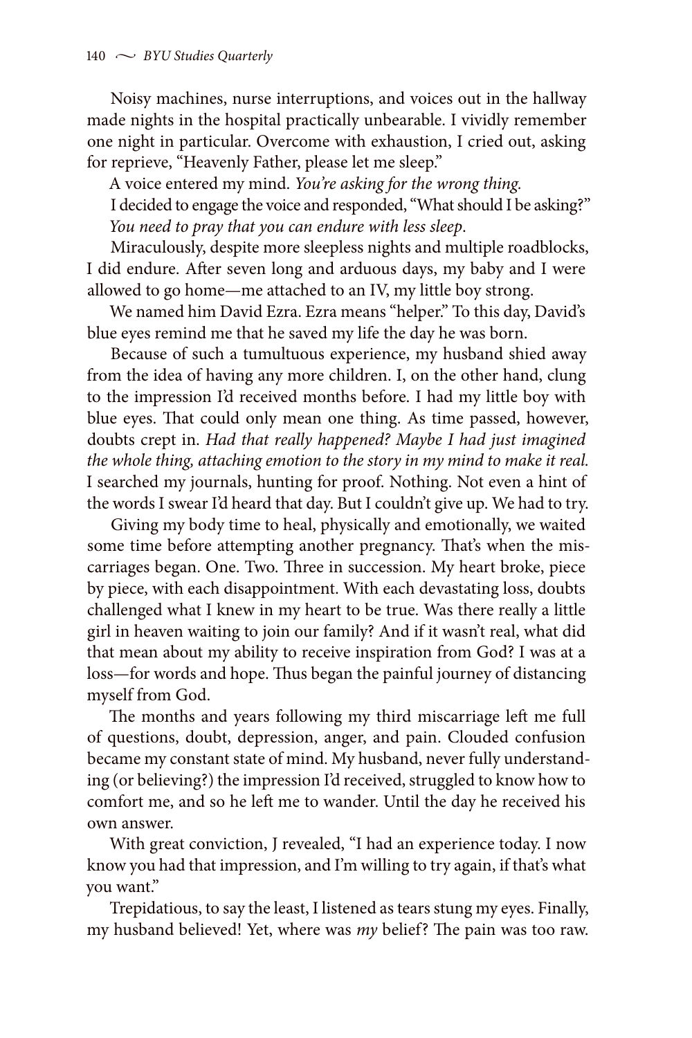Noisy machines, nurse interruptions, and voices out in the hallway made nights in the hospital practically unbearable. I vividly remember one night in particular. Overcome with exhaustion, I cried out, asking for reprieve, "Heavenly Father, please let me sleep."

A voice entered my mind. *You're asking for the wrong thing.*

I decided to engage the voice and responded, "What should I be asking?"

*You need to pray that you can endure with less sleep*.

Miraculously, despite more sleepless nights and multiple roadblocks, I did endure. After seven long and arduous days, my baby and I were allowed to go home—me attached to an IV, my little boy strong.

We named him David Ezra. Ezra means "helper." To this day, David's blue eyes remind me that he saved my life the day he was born.

Because of such a tumultuous experience, my husband shied away from the idea of having any more children. I, on the other hand, clung to the impression I'd received months before. I had my little boy with blue eyes. That could only mean one thing. As time passed, however, doubts crept in. *Had that really happened? Maybe I had just imagined the whole thing, attaching emotion to the story in my mind to make it real.* I searched my journals, hunting for proof. Nothing. Not even a hint of the words I swear I'd heard that day. But I couldn't give up. We had to try.

Giving my body time to heal, physically and emotionally, we waited some time before attempting another pregnancy. That's when the miscarriages began. One. Two. Three in succession. My heart broke, piece by piece, with each disappointment. With each devastating loss, doubts challenged what I knew in my heart to be true. Was there really a little girl in heaven waiting to join our family? And if it wasn't real, what did that mean about my ability to receive inspiration from God? I was at a loss—for words and hope. Thus began the painful journey of distancing myself from God.

The months and years following my third miscarriage left me full of questions, doubt, depression, anger, and pain. Clouded confusion became my constant state of mind. My husband, never fully understanding (or believing?) the impression I'd received, struggled to know how to comfort me, and so he left me to wander. Until the day he received his own answer.

With great conviction, J revealed, "I had an experience today. I now know you had that impression, and I'm willing to try again, if that's what you want."

Trepidatious, to say the least, I listened as tears stung my eyes. Finally, my husband believed! Yet, where was *my* belief? The pain was too raw.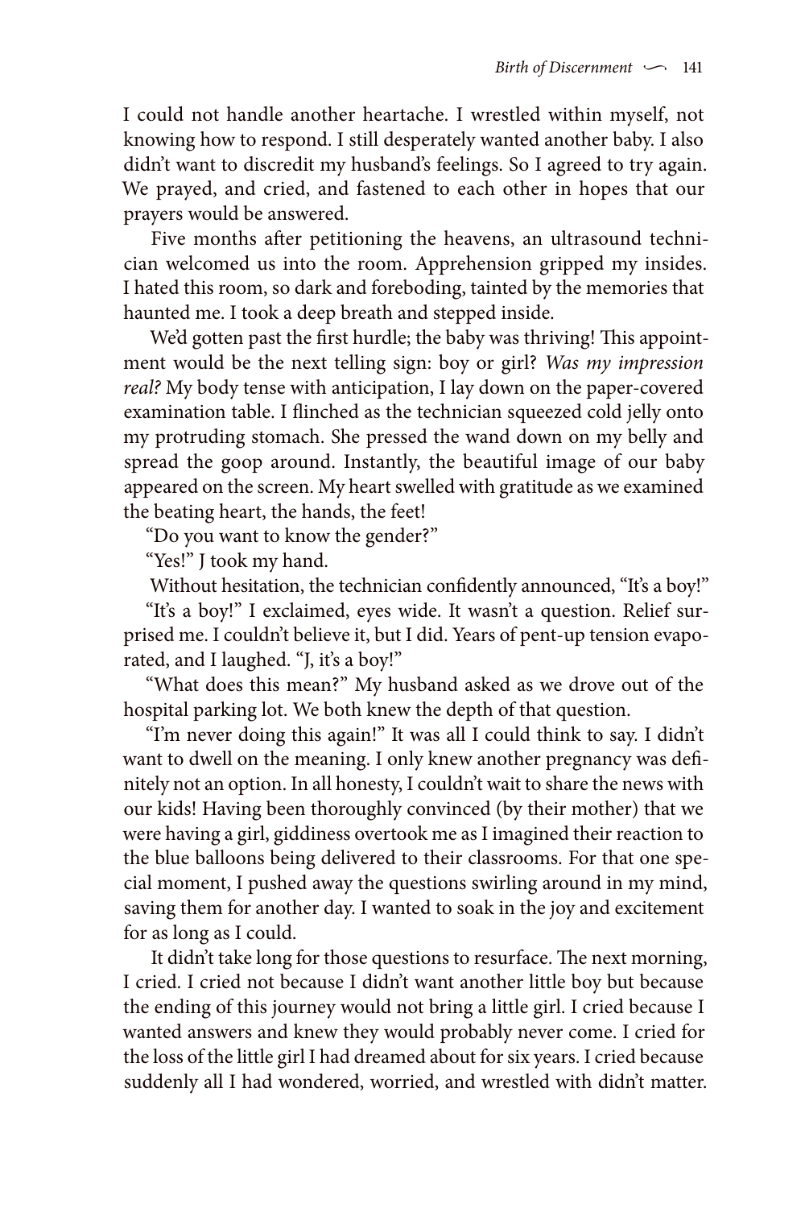I could not handle another heartache. I wrestled within myself, not knowing how to respond. I still desperately wanted another baby. I also didn't want to discredit my husband's feelings. So I agreed to try again. We prayed, and cried, and fastened to each other in hopes that our prayers would be answered.

Five months after petitioning the heavens, an ultrasound technician welcomed us into the room. Apprehension gripped my insides. I hated this room, so dark and foreboding, tainted by the memories that haunted me. I took a deep breath and stepped inside.

We'd gotten past the first hurdle; the baby was thriving! This appointment would be the next telling sign: boy or girl? *Was my impression real?* My body tense with anticipation, I lay down on the paper-covered examination table. I flinched as the technician squeezed cold jelly onto my protruding stomach. She pressed the wand down on my belly and spread the goop around. Instantly, the beautiful image of our baby appeared on the screen. My heart swelled with gratitude as we examined the beating heart, the hands, the feet!

"Do you want to know the gender?"

"Yes!" J took my hand.

Without hesitation, the technician confidently announced, "It's a boy!"

"It's a boy!" I exclaimed, eyes wide. It wasn't a question. Relief surprised me. I couldn't believe it, but I did. Years of pent-up tension evaporated, and I laughed. "J, it's a boy!"

"What does this mean?" My husband asked as we drove out of the hospital parking lot. We both knew the depth of that question.

"I'm never doing this again!" It was all I could think to say. I didn't want to dwell on the meaning. I only knew another pregnancy was definitely not an option. In all honesty, I couldn't wait to share the news with our kids! Having been thoroughly convinced (by their mother) that we were having a girl, giddiness overtook me as I imagined their reaction to the blue balloons being delivered to their classrooms. For that one special moment, I pushed away the questions swirling around in my mind, saving them for another day. I wanted to soak in the joy and excitement for as long as I could.

It didn't take long for those questions to resurface. The next morning, I cried. I cried not because I didn't want another little boy but because the ending of this journey would not bring a little girl. I cried because I wanted answers and knew they would probably never come. I cried for the loss of the little girl I had dreamed about for six years. I cried because suddenly all I had wondered, worried, and wrestled with didn't matter.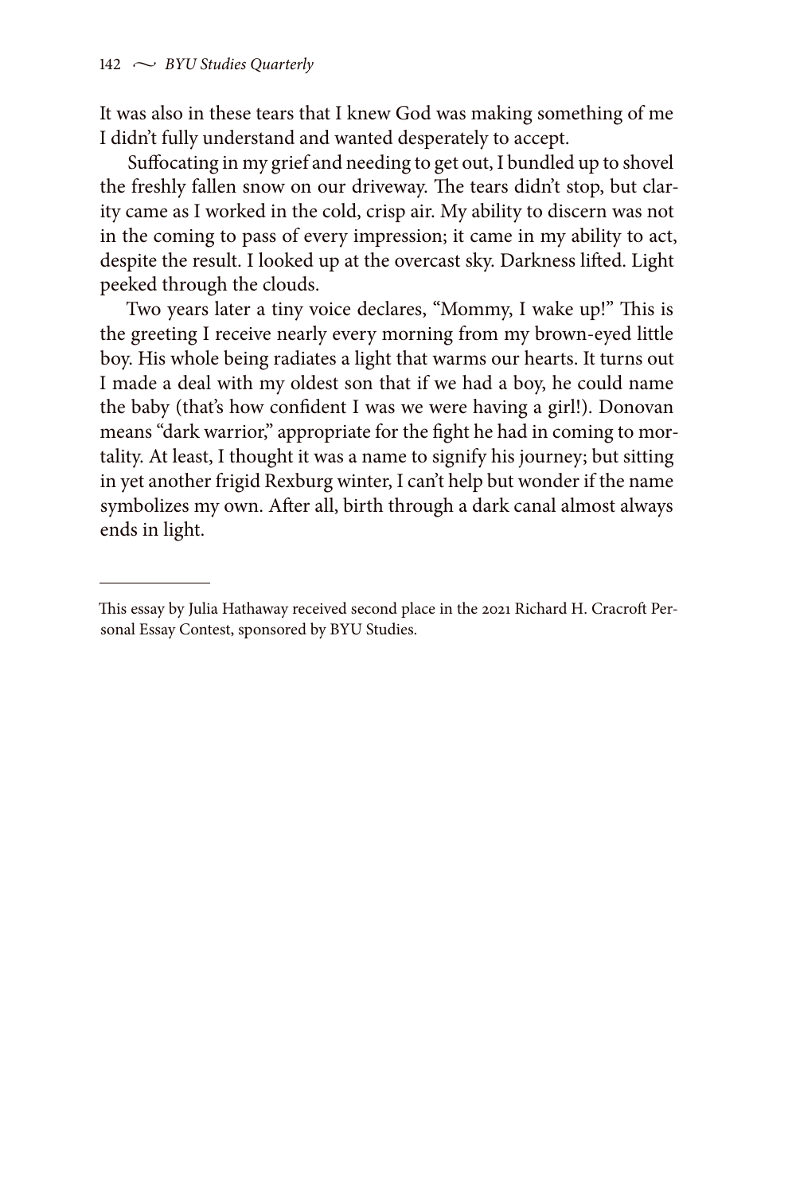It was also in these tears that I knew God was making something of me I didn't fully understand and wanted desperately to accept.

Suffocating in my grief and needing to get out, I bundled up to shovel the freshly fallen snow on our driveway. The tears didn't stop, but clarity came as I worked in the cold, crisp air. My ability to discern was not in the coming to pass of every impression; it came in my ability to act, despite the result. I looked up at the overcast sky. Darkness lifted. Light peeked through the clouds.

Two years later a tiny voice declares, "Mommy, I wake up!" This is the greeting I receive nearly every morning from my brown-eyed little boy. His whole being radiates a light that warms our hearts. It turns out I made a deal with my oldest son that if we had a boy, he could name the baby (that's how confident I was we were having a girl!). Donovan means "dark warrior," appropriate for the fight he had in coming to mortality. At least, I thought it was a name to signify his journey; but sitting in yet another frigid Rexburg winter, I can't help but wonder if the name symbolizes my own. After all, birth through a dark canal almost always ends in light.

---

This essay by Julia Hathaway received second place in the 2021 Richard H. Cracroft Personal Essay Contest, sponsored by BYU Studies.